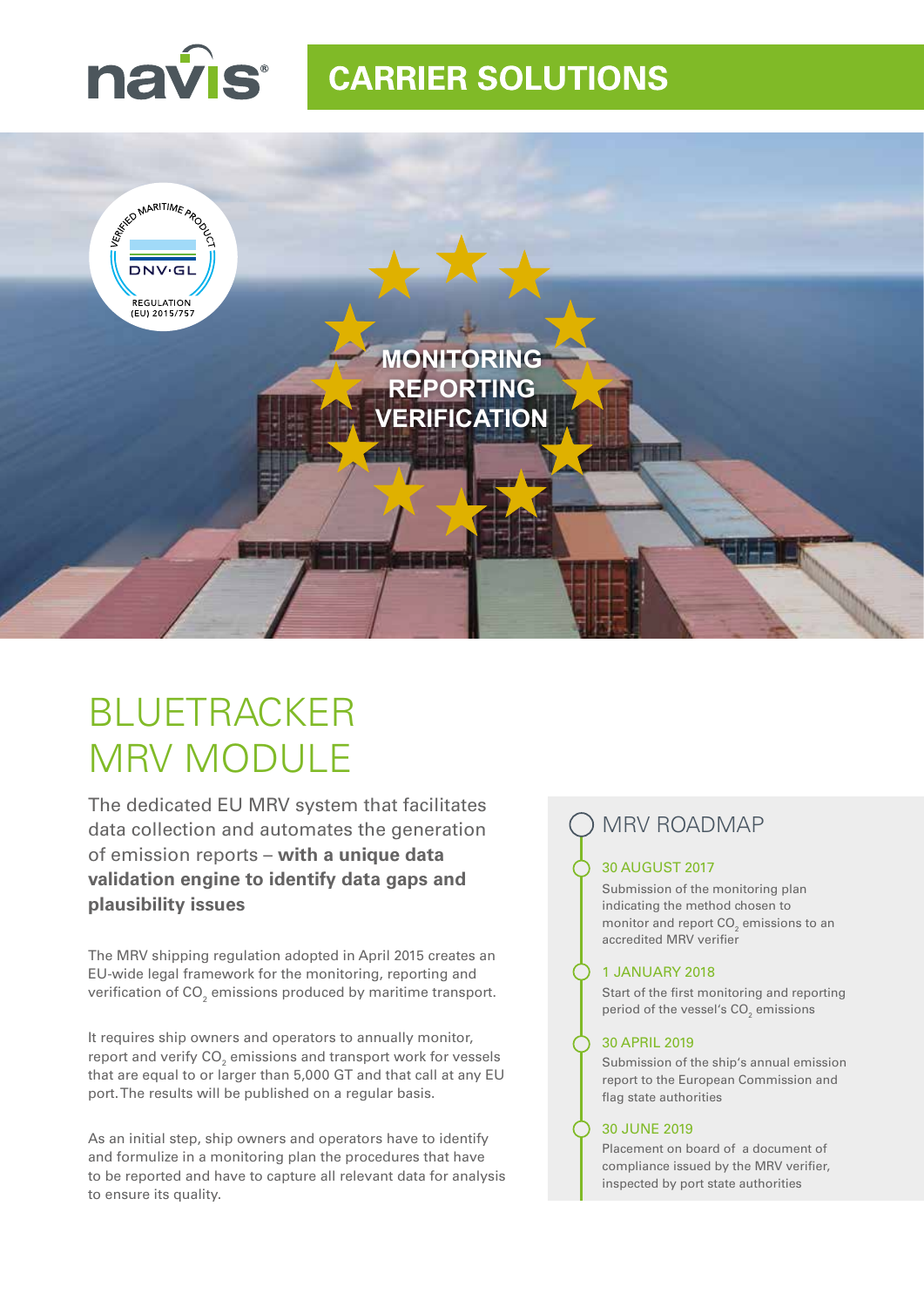navis®

# CARRIER SOLUTIONS

VERIFIED MARITIME PRODUCT
DNV·GL
REGULATION (EU) 2015/757

MONITORING
REPORTING
VERIFICATION

# BLUETRACKER MRV MODULE

The dedicated EU MRV system that facilitates data collection and automates the generation of emission reports – **with a unique data validation engine to identify data gaps and plausibility issues**

The MRV shipping regulation adopted in April 2015 creates an EU-wide legal framework for the monitoring, reporting and verification of $CO_2$ emissions produced by maritime transport.

It requires ship owners and operators to annually monitor, report and verify $CO_2$ emissions and transport work for vessels that are equal to or larger than 5,000 GT and that call at any EU port. The results will be published on a regular basis.

As an initial step, ship owners and operators have to identify and formulize in a monitoring plan the procedures that have to be reported and have to capture all relevant data for analysis to ensure its quality.

## MRV ROADMAP

### 30 AUGUST 2017

Submission of the monitoring plan indicating the method chosen to monitor and report $CO_2$ emissions to an accredited MRV verifier

### 1 JANUARY 2018

Start of the first monitoring and reporting period of the vessel's $CO_2$ emissions

### 30 APRIL 2019

Submission of the ship's annual emission report to the European Commission and flag state authorities

### 30 JUNE 2019

Placement on board of a document of compliance issued by the MRV verifier, inspected by port state authorities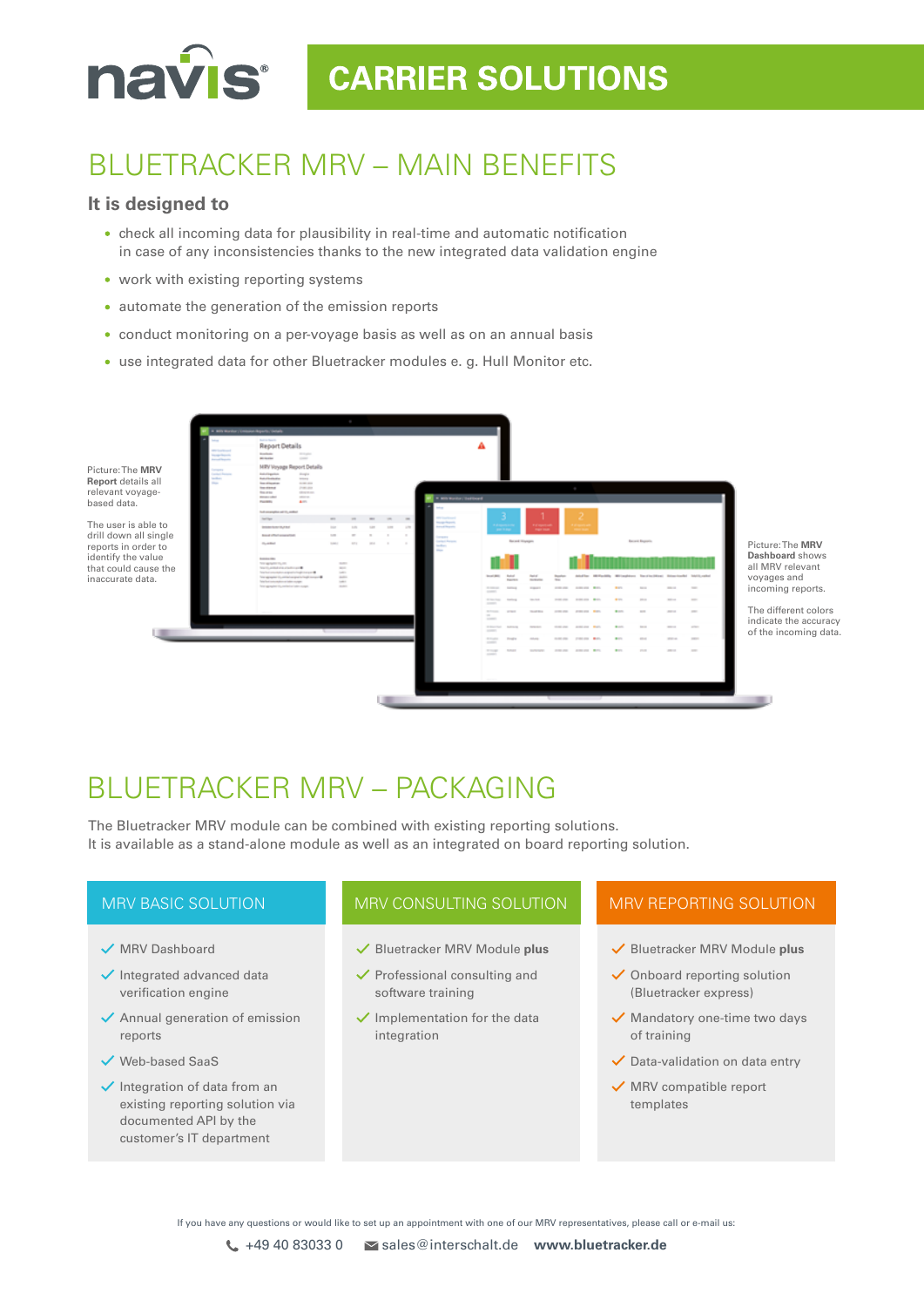navis®

# CARRIER SOLUTIONS

## BLUETRACKER MRV – MAIN BENEFITS

### It is designed to

- check all incoming data for plausibility in real-time and automatic notification in case of any inconsistencies thanks to the new integrated data validation engine
- work with existing reporting systems
- automate the generation of the emission reports
- conduct monitoring on a per-voyage basis as well as on an annual basis
- use integrated data for other Bluetracker modules e. g. Hull Monitor etc.

Picture: The **MRV Report** details all relevant voyage-based data.

The user is able to drill down all single reports in order to identify the value that could cause the inaccurate data.

Picture: The **MRV Dashboard** shows all MRV relevant voyages and incoming reports.

The different colors indicate the accuracy of the incoming data.

## BLUETRACKER MRV – PACKAGING

The Bluetracker MRV module can be combined with existing reporting solutions.
It is available as a stand-alone module as well as an integrated on board reporting solution.

### MRV BASIC SOLUTION

- ✓ MRV Dashboard
- ✓ Integrated advanced data verification engine
- ✓ Annual generation of emission reports
- ✓ Web-based SaaS
- ✓ Integration of data from an existing reporting solution via documented API by the customer's IT department

### MRV CONSULTING SOLUTION

- ✓ Bluetracker MRV Module **plus**
- ✓ Professional consulting and software training
- ✓ Implementation for the data integration

### MRV REPORTING SOLUTION

- ✓ Bluetracker MRV Module **plus**
- ✓ Onboard reporting solution (Bluetracker express)
- ✓ Mandatory one-time two days of training
- ✓ Data-validation on data entry
- ✓ MRV compatible report templates

If you have any questions or would like to set up an appointment with one of our MRV representatives, please call or e-mail us:

+49 40 83033 0 sales@interschalt.de **www.bluetracker.de**